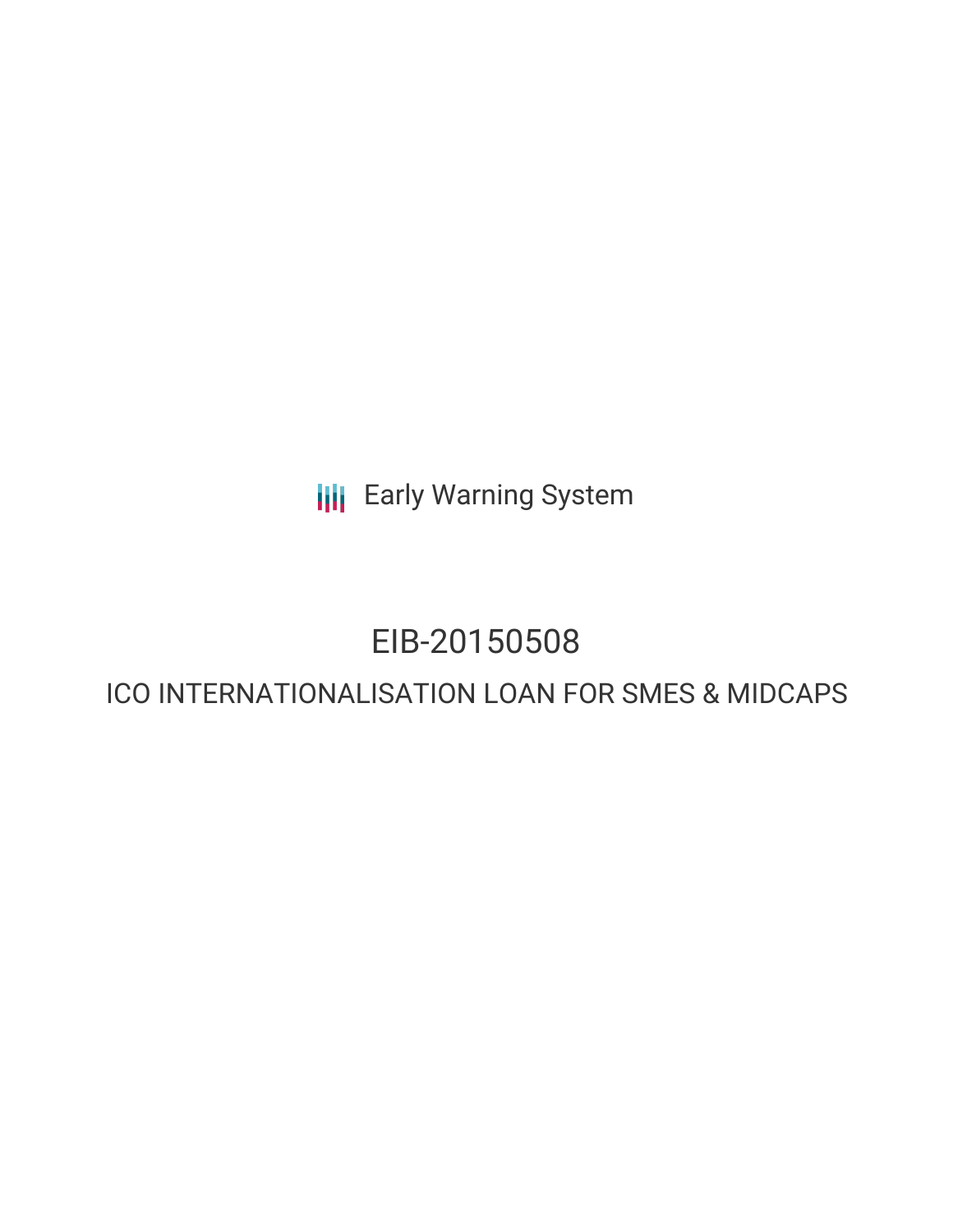Early Warning System

# EIB-20150508

## ICO INTERNATIONALISATION LOAN FOR SMES & MIDCAPS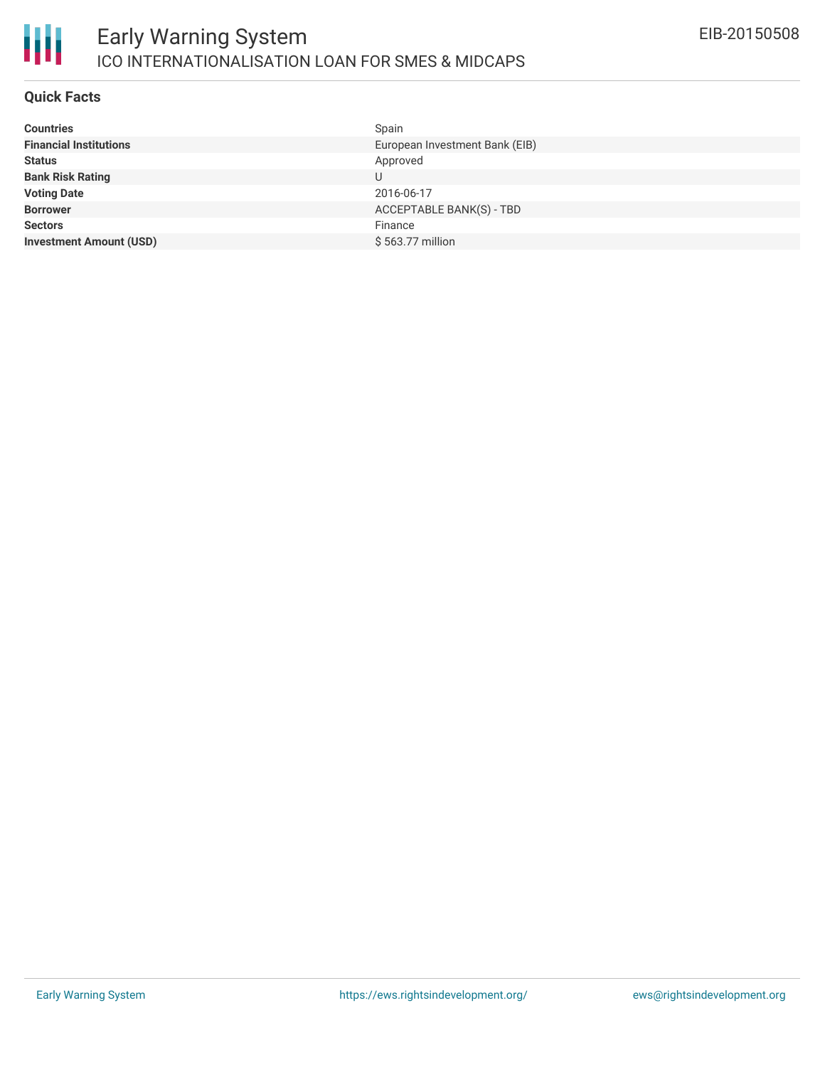# Early Warning System

## ICO INTERNATIONALISATION LOAN FOR SMES & MIDCAPS

EIB-20150508

### Quick Facts

| | |
|---|---|
| **Countries** | Spain |
| **Financial Institutions** | European Investment Bank (EIB) |
| **Status** | Approved |
| **Bank Risk Rating** | U |
| **Voting Date** | 2016-06-17 |
| **Borrower** | ACCEPTABLE BANK(S) - TBD |
| **Sectors** | Finance |
| **Investment Amount (USD)** | $ 563.77 million |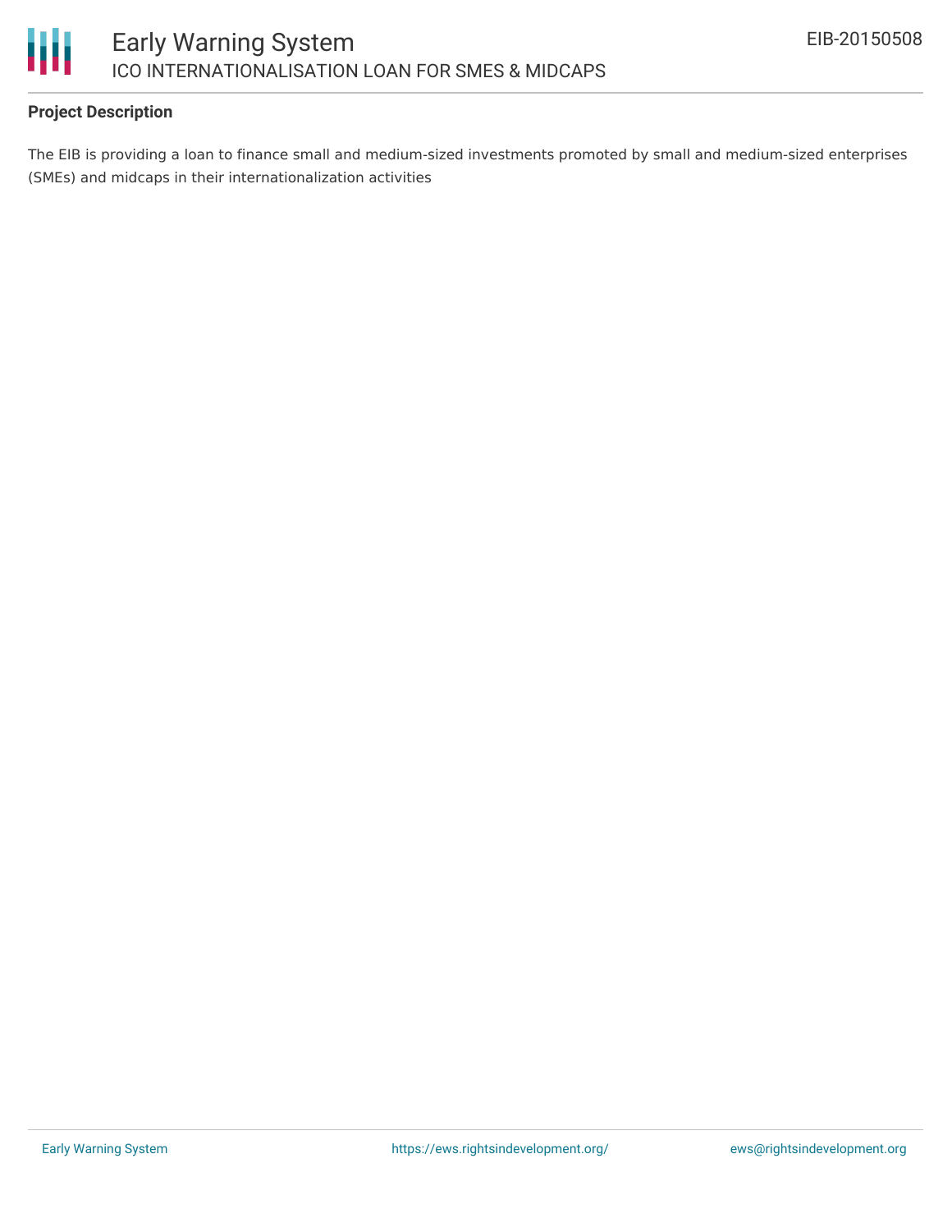**Project Description**

The EIB is providing a loan to finance small and medium-sized investments promoted by small and medium-sized enterprises (SMEs) and midcaps in their internationalization activities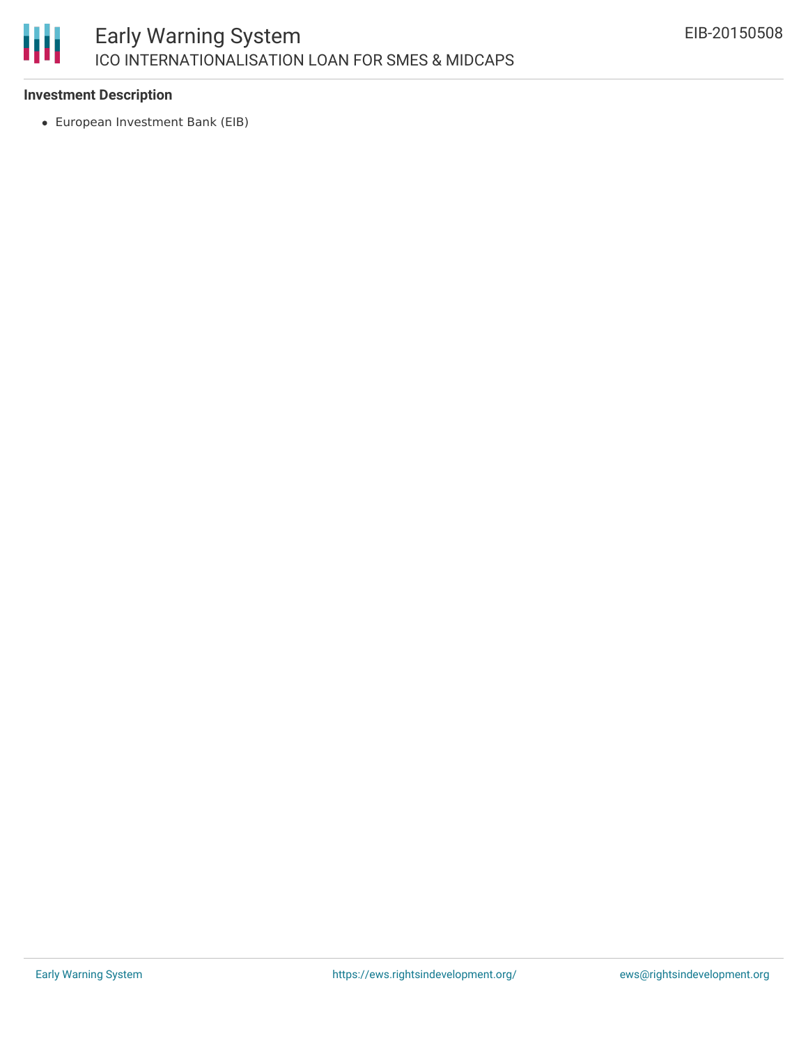**Investment Description**

- European Investment Bank (EIB)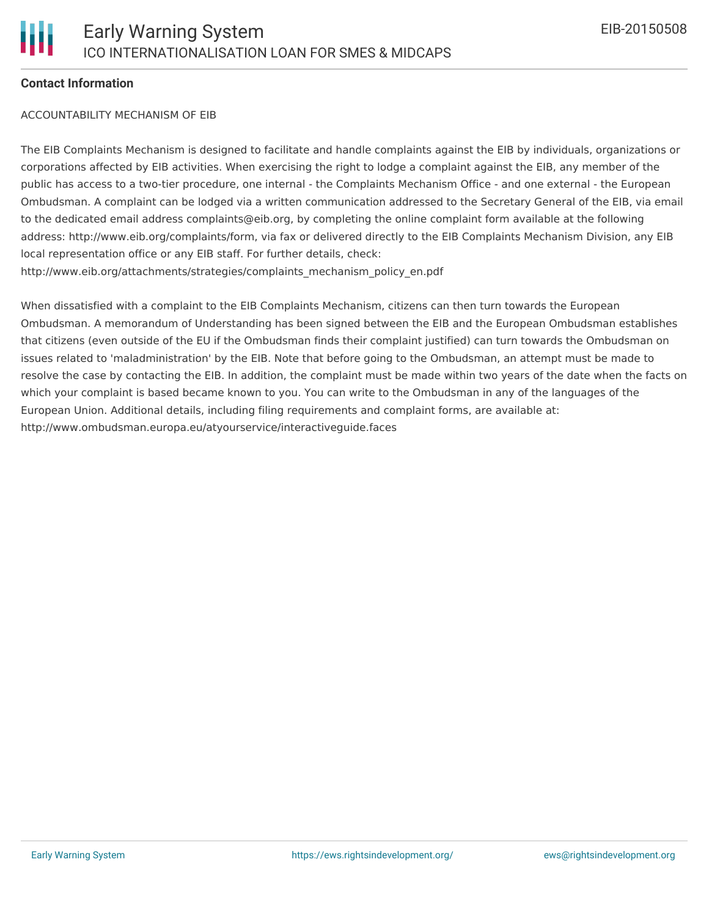## Contact Information

ACCOUNTABILITY MECHANISM OF EIB

The EIB Complaints Mechanism is designed to facilitate and handle complaints against the EIB by individuals, organizations or corporations affected by EIB activities. When exercising the right to lodge a complaint against the EIB, any member of the public has access to a two-tier procedure, one internal - the Complaints Mechanism Office - and one external - the European Ombudsman. A complaint can be lodged via a written communication addressed to the Secretary General of the EIB, via email to the dedicated email address complaints@eib.org, by completing the online complaint form available at the following address: http://www.eib.org/complaints/form, via fax or delivered directly to the EIB Complaints Mechanism Division, any EIB local representation office or any EIB staff. For further details, check: http://www.eib.org/attachments/strategies/complaints_mechanism_policy_en.pdf

When dissatisfied with a complaint to the EIB Complaints Mechanism, citizens can then turn towards the European Ombudsman. A memorandum of Understanding has been signed between the EIB and the European Ombudsman establishes that citizens (even outside of the EU if the Ombudsman finds their complaint justified) can turn towards the Ombudsman on issues related to 'maladministration' by the EIB. Note that before going to the Ombudsman, an attempt must be made to resolve the case by contacting the EIB. In addition, the complaint must be made within two years of the date when the facts on which your complaint is based became known to you. You can write to the Ombudsman in any of the languages of the European Union. Additional details, including filing requirements and complaint forms, are available at: http://www.ombudsman.europa.eu/atyourservice/interactiveguide.faces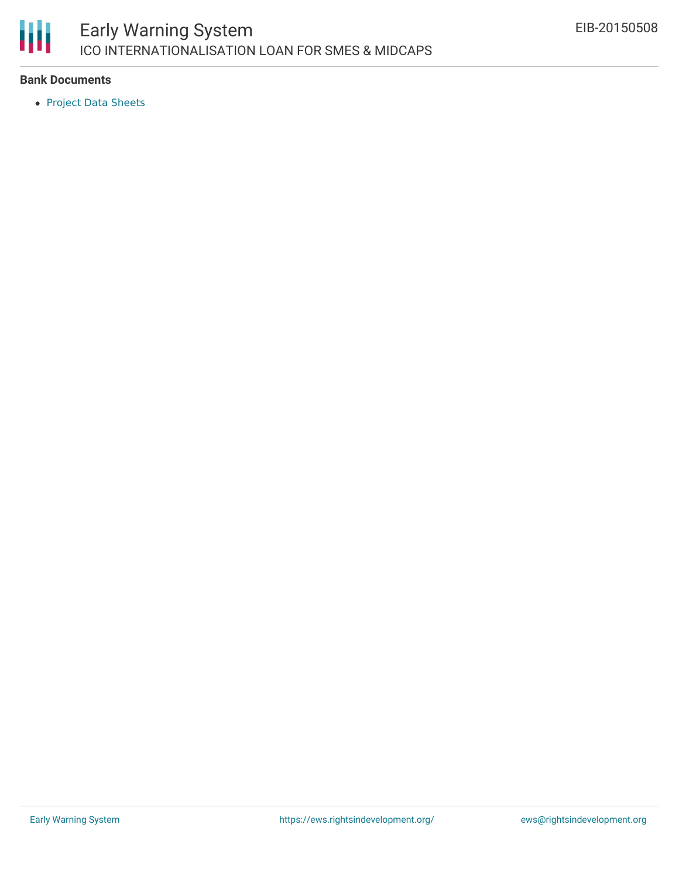**Bank Documents**

- Project Data Sheets